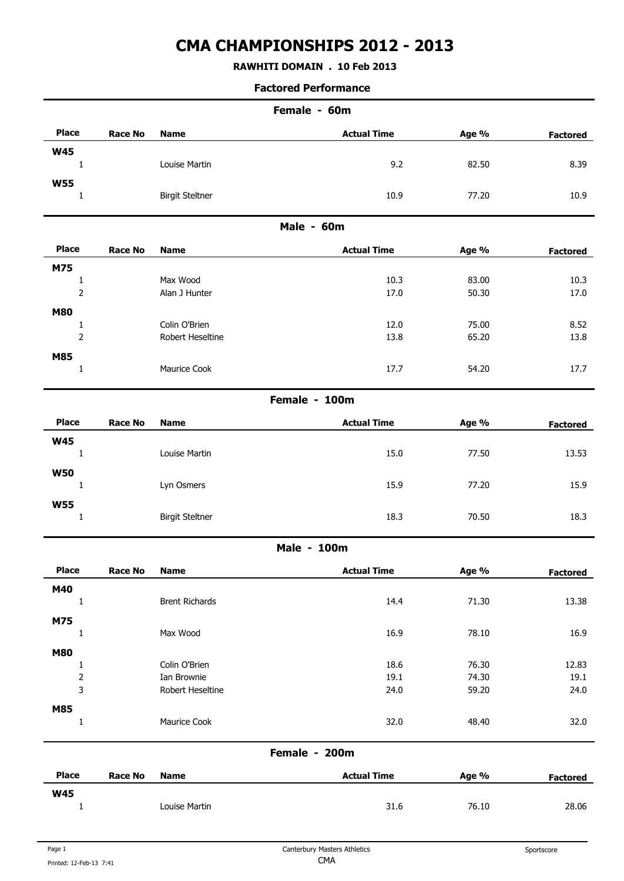# CMA CHAMPIONSHIPS 2012 - 2013

**RAWHITI DOMAIN . 10 Feb 2013**

**Factored Performance**

## Female - 60m

| Place | Race No | Name | Actual Time | Age % | Factored |
|---|---|---|---|---|---|
| **W45** | | | | | |
| 1 | | Louise Martin | 9.2 | 82.50 | 8.39 |
| **W55** | | | | | |
| 1 | | Birgit Steltner | 10.9 | 77.20 | 10.9 |

## Male - 60m

| Place | Race No | Name | Actual Time | Age % | Factored |
|---|---|---|---|---|---|
| **M75** | | | | | |
| 1 | | Max Wood | 10.3 | 83.00 | 10.3 |
| 2 | | Alan J Hunter | 17.0 | 50.30 | 17.0 |
| **M80** | | | | | |
| 1 | | Colin O'Brien | 12.0 | 75.00 | 8.52 |
| 2 | | Robert Heseltine | 13.8 | 65.20 | 13.8 |
| **M85** | | | | | |
| 1 | | Maurice Cook | 17.7 | 54.20 | 17.7 |

## Female - 100m

| Place | Race No | Name | Actual Time | Age % | Factored |
|---|---|---|---|---|---|
| **W45** | | | | | |
| 1 | | Louise Martin | 15.0 | 77.50 | 13.53 |
| **W50** | | | | | |
| 1 | | Lyn Osmers | 15.9 | 77.20 | 15.9 |
| **W55** | | | | | |
| 1 | | Birgit Steltner | 18.3 | 70.50 | 18.3 |

## Male - 100m

| Place | Race No | Name | Actual Time | Age % | Factored |
|---|---|---|---|---|---|
| **M40** | | | | | |
| 1 | | Brent Richards | 14.4 | 71.30 | 13.38 |
| **M75** | | | | | |
| 1 | | Max Wood | 16.9 | 78.10 | 16.9 |
| **M80** | | | | | |
| 1 | | Colin O'Brien | 18.6 | 76.30 | 12.83 |
| 2 | | Ian Brownie | 19.1 | 74.30 | 19.1 |
| 3 | | Robert Heseltine | 24.0 | 59.20 | 24.0 |
| **M85** | | | | | |
| 1 | | Maurice Cook | 32.0 | 48.40 | 32.0 |

## Female - 200m

| Place | Race No | Name | Actual Time | Age % | Factored |
|---|---|---|---|---|---|
| **W45** | | | | | |
| 1 | | Louise Martin | 31.6 | 76.10 | 28.06 |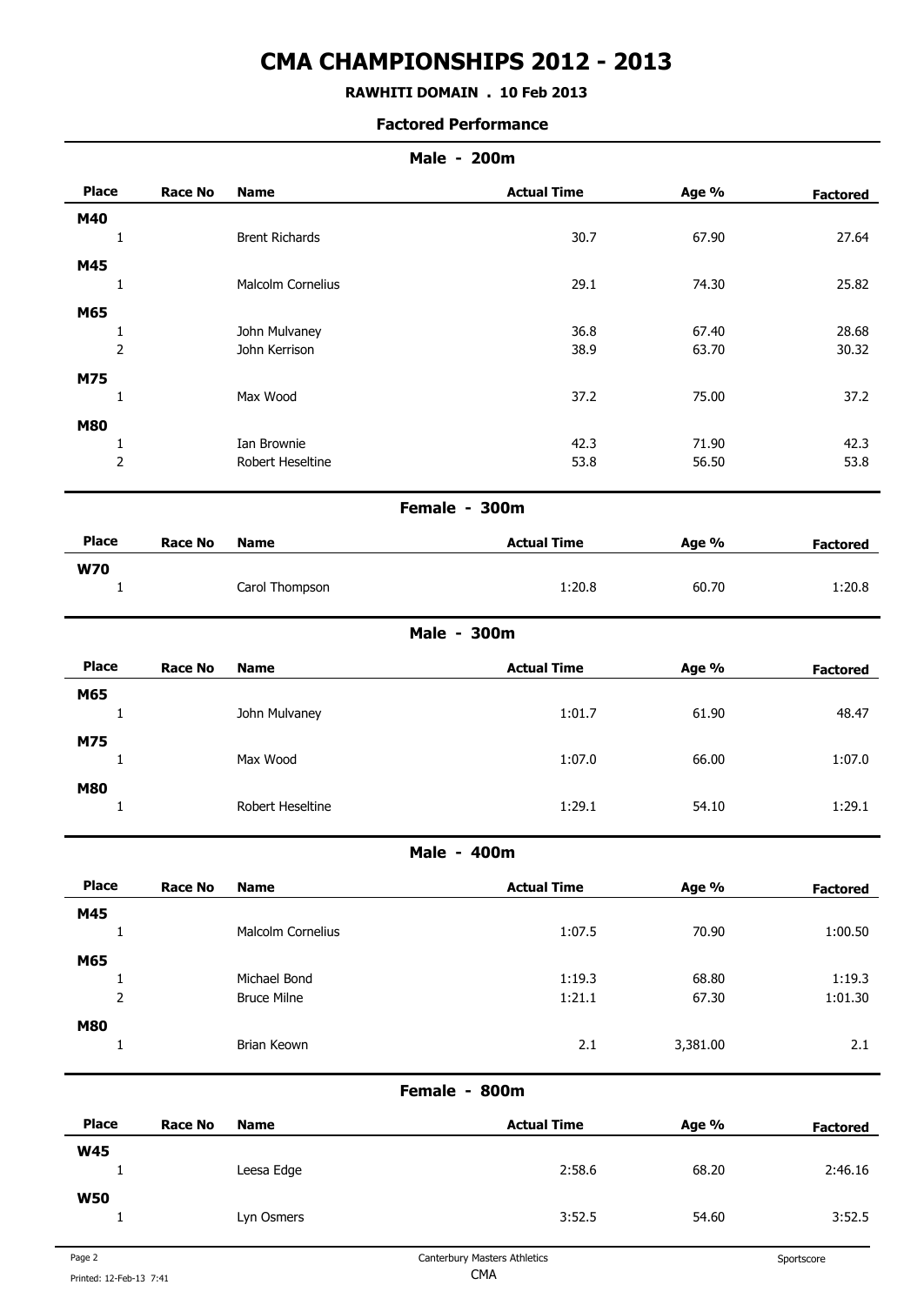# CMA CHAMPIONSHIPS 2012 - 2013

**RAWHITI DOMAIN . 10 Feb 2013**

**Factored Performance**

## Male - 200m

| Place | Race No | Name | Actual Time | Age % | Factored |
|---|---|---|---|---|---|
| **M40** | | | | | |
| 1 | | Brent Richards | 30.7 | 67.90 | 27.64 |
| **M45** | | | | | |
| 1 | | Malcolm Cornelius | 29.1 | 74.30 | 25.82 |
| **M65** | | | | | |
| 1 | | John Mulvaney | 36.8 | 67.40 | 28.68 |
| 2 | | John Kerrison | 38.9 | 63.70 | 30.32 |
| **M75** | | | | | |
| 1 | | Max Wood | 37.2 | 75.00 | 37.2 |
| **M80** | | | | | |
| 1 | | Ian Brownie | 42.3 | 71.90 | 42.3 |
| 2 | | Robert Heseltine | 53.8 | 56.50 | 53.8 |

## Female - 300m

| Place | Race No | Name | Actual Time | Age % | Factored |
|---|---|---|---|---|---|
| **W70** | | | | | |
| 1 | | Carol Thompson | 1:20.8 | 60.70 | 1:20.8 |

## Male - 300m

| Place | Race No | Name | Actual Time | Age % | Factored |
|---|---|---|---|---|---|
| **M65** | | | | | |
| 1 | | John Mulvaney | 1:01.7 | 61.90 | 48.47 |
| **M75** | | | | | |
| 1 | | Max Wood | 1:07.0 | 66.00 | 1:07.0 |
| **M80** | | | | | |
| 1 | | Robert Heseltine | 1:29.1 | 54.10 | 1:29.1 |

## Male - 400m

| Place | Race No | Name | Actual Time | Age % | Factored |
|---|---|---|---|---|---|
| **M45** | | | | | |
| 1 | | Malcolm Cornelius | 1:07.5 | 70.90 | 1:00.50 |
| **M65** | | | | | |
| 1 | | Michael Bond | 1:19.3 | 68.80 | 1:19.3 |
| 2 | | Bruce Milne | 1:21.1 | 67.30 | 1:01.30 |
| **M80** | | | | | |
| 1 | | Brian Keown | 2.1 | 3,381.00 | 2.1 |

## Female - 800m

| Place | Race No | Name | Actual Time | Age % | Factored |
|---|---|---|---|---|---|
| **W45** | | | | | |
| 1 | | Leesa Edge | 2:58.6 | 68.20 | 2:46.16 |
| **W50** | | | | | |
| 1 | | Lyn Osmers | 3:52.5 | 54.60 | 3:52.5 |

Canterbury Masters Athletics
CMA

Sportscore

Printed: 12-Feb-13 7:41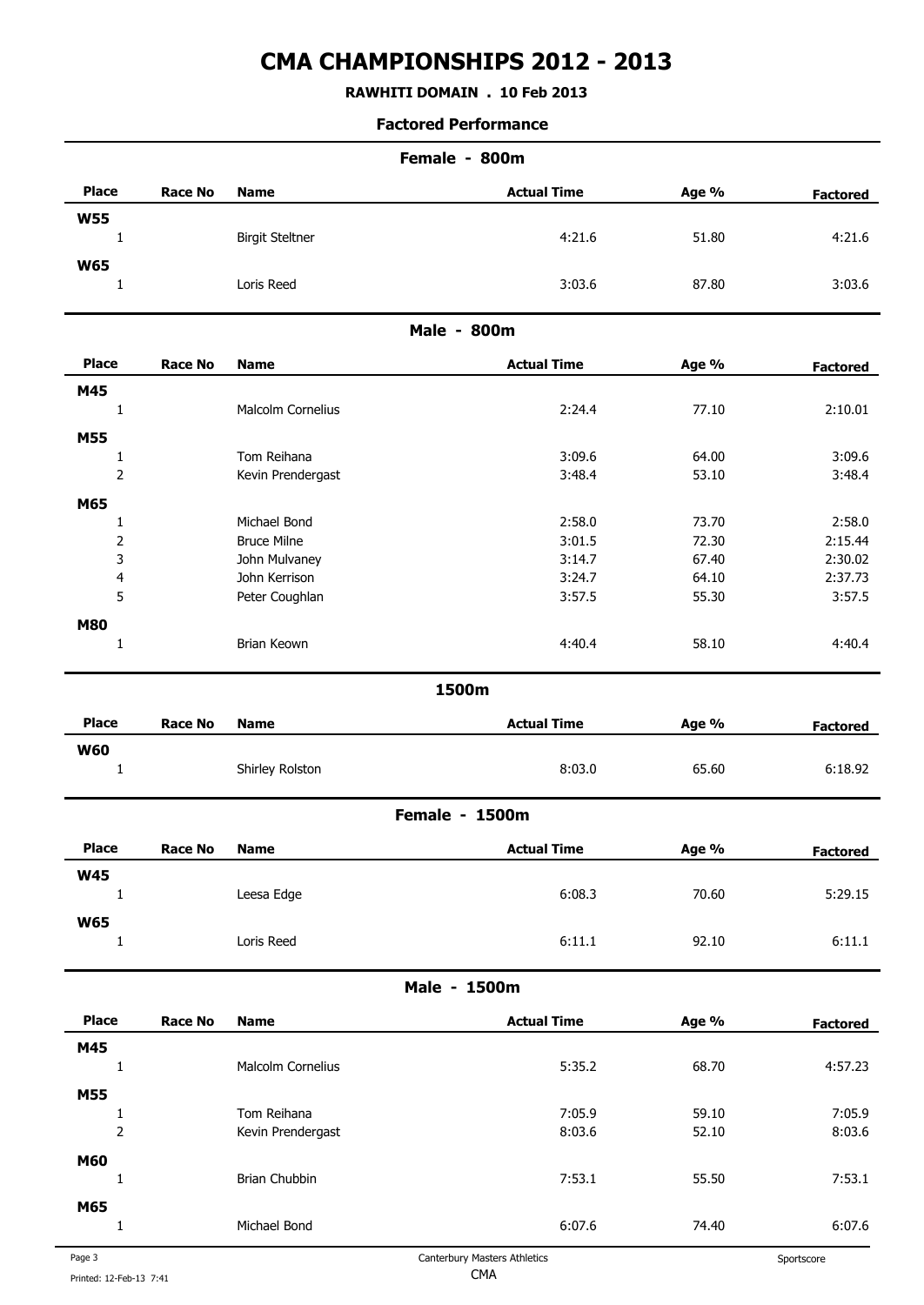# CMA CHAMPIONSHIPS 2012 - 2013

**RAWHITI DOMAIN . 10 Feb 2013**

**Factored Performance**

## Female - 800m

| Place | Race No | Name | Actual Time | Age % | Factored |
|---|---|---|---|---|---|
| **W55** | | | | | |
| 1 | | Birgit Steltner | 4:21.6 | 51.80 | 4:21.6 |
| **W65** | | | | | |
| 1 | | Loris Reed | 3:03.6 | 87.80 | 3:03.6 |

## Male - 800m

| Place | Race No | Name | Actual Time | Age % | Factored |
|---|---|---|---|---|---|
| **M45** | | | | | |
| 1 | | Malcolm Cornelius | 2:24.4 | 77.10 | 2:10.01 |
| **M55** | | | | | |
| 1 | | Tom Reihana | 3:09.6 | 64.00 | 3:09.6 |
| 2 | | Kevin Prendergast | 3:48.4 | 53.10 | 3:48.4 |
| **M65** | | | | | |
| 1 | | Michael Bond | 2:58.0 | 73.70 | 2:58.0 |
| 2 | | Bruce Milne | 3:01.5 | 72.30 | 2:15.44 |
| 3 | | John Mulvaney | 3:14.7 | 67.40 | 2:30.02 |
| 4 | | John Kerrison | 3:24.7 | 64.10 | 2:37.73 |
| 5 | | Peter Coughlan | 3:57.5 | 55.30 | 3:57.5 |
| **M80** | | | | | |
| 1 | | Brian Keown | 4:40.4 | 58.10 | 4:40.4 |

## 1500m

| Place | Race No | Name | Actual Time | Age % | Factored |
|---|---|---|---|---|---|
| **W60** | | | | | |
| 1 | | Shirley Rolston | 8:03.0 | 65.60 | 6:18.92 |

## Female - 1500m

| Place | Race No | Name | Actual Time | Age % | Factored |
|---|---|---|---|---|---|
| **W45** | | | | | |
| 1 | | Leesa Edge | 6:08.3 | 70.60 | 5:29.15 |
| **W65** | | | | | |
| 1 | | Loris Reed | 6:11.1 | 92.10 | 6:11.1 |

## Male - 1500m

| Place | Race No | Name | Actual Time | Age % | Factored |
|---|---|---|---|---|---|
| **M45** | | | | | |
| 1 | | Malcolm Cornelius | 5:35.2 | 68.70 | 4:57.23 |
| **M55** | | | | | |
| 1 | | Tom Reihana | 7:05.9 | 59.10 | 7:05.9 |
| 2 | | Kevin Prendergast | 8:03.6 | 52.10 | 8:03.6 |
| **M60** | | | | | |
| 1 | | Brian Chubbin | 7:53.1 | 55.50 | 7:53.1 |
| **M65** | | | | | |
| 1 | | Michael Bond | 6:07.6 | 74.40 | 6:07.6 |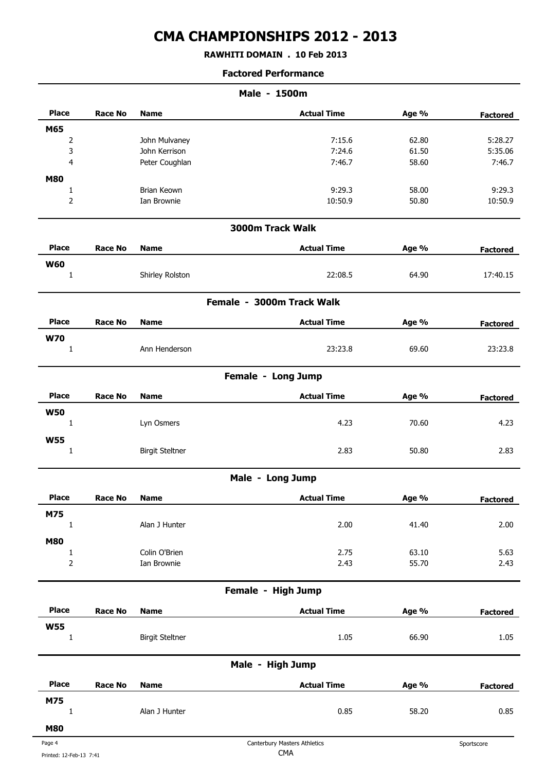# CMA CHAMPIONSHIPS 2012 - 2013

**RAWHITI DOMAIN . 10 Feb 2013**

**Factored Performance**

## Male - 1500m

| Place | Race No | Name | Actual Time | Age % | Factored |
|---|---|---|---|---|---|
| **M65** | | | | | |
| 2 | | John Mulvaney | 7:15.6 | 62.80 | 5:28.27 |
| 3 | | John Kerrison | 7:24.6 | 61.50 | 5:35.06 |
| 4 | | Peter Coughlan | 7:46.7 | 58.60 | 7:46.7 |
| **M80** | | | | | |
| 1 | | Brian Keown | 9:29.3 | 58.00 | 9:29.3 |
| 2 | | Ian Brownie | 10:50.9 | 50.80 | 10:50.9 |

## 3000m Track Walk

| Place | Race No | Name | Actual Time | Age % | Factored |
|---|---|---|---|---|---|
| **W60** | | | | | |
| 1 | | Shirley Rolston | 22:08.5 | 64.90 | 17:40.15 |

## Female - 3000m Track Walk

| Place | Race No | Name | Actual Time | Age % | Factored |
|---|---|---|---|---|---|
| **W70** | | | | | |
| 1 | | Ann Henderson | 23:23.8 | 69.60 | 23:23.8 |

## Female - Long Jump

| Place | Race No | Name | Actual Time | Age % | Factored |
|---|---|---|---|---|---|
| **W50** | | | | | |
| 1 | | Lyn Osmers | 4.23 | 70.60 | 4.23 |
| **W55** | | | | | |
| 1 | | Birgit Steltner | 2.83 | 50.80 | 2.83 |

## Male - Long Jump

| Place | Race No | Name | Actual Time | Age % | Factored |
|---|---|---|---|---|---|
| **M75** | | | | | |
| 1 | | Alan J Hunter | 2.00 | 41.40 | 2.00 |
| **M80** | | | | | |
| 1 | | Colin O'Brien | 2.75 | 63.10 | 5.63 |
| 2 | | Ian Brownie | 2.43 | 55.70 | 2.43 |

## Female - High Jump

| Place | Race No | Name | Actual Time | Age % | Factored |
|---|---|---|---|---|---|
| **W55** | | | | | |
| 1 | | Birgit Steltner | 1.05 | 66.90 | 1.05 |

## Male - High Jump

| Place | Race No | Name | Actual Time | Age % | Factored |
|---|---|---|---|---|---|
| **M75** | | | | | |
| 1 | | Alan J Hunter | 0.85 | 58.20 | 0.85 |
| **M80** | | | | | |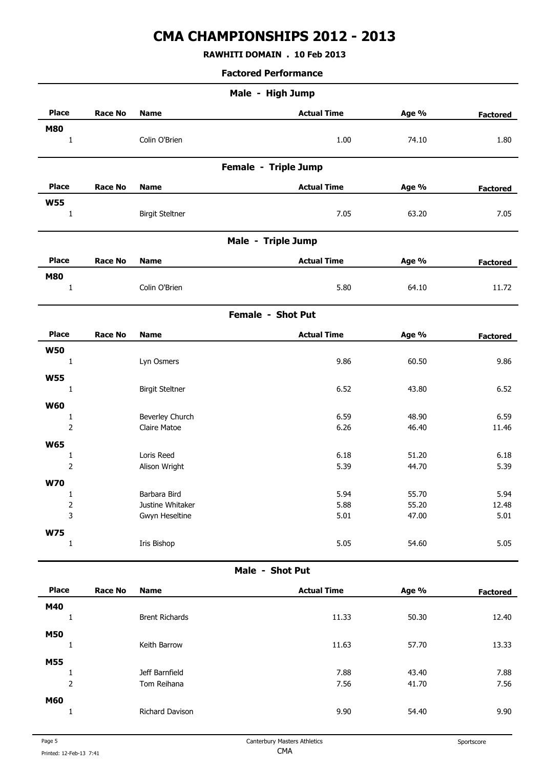# CMA CHAMPIONSHIPS 2012 - 2013

**RAWHITI DOMAIN . 10 Feb 2013**

**Factored Performance**

## Male - High Jump

| Place | Race No | Name | Actual Time | Age % | Factored |
|---|---|---|---|---|---|
| **M80** | | | | | |
| 1 | | Colin O'Brien | 1.00 | 74.10 | 1.80 |

## Female - Triple Jump

| Place | Race No | Name | Actual Time | Age % | Factored |
|---|---|---|---|---|---|
| **W55** | | | | | |
| 1 | | Birgit Steltner | 7.05 | 63.20 | 7.05 |

## Male - Triple Jump

| Place | Race No | Name | Actual Time | Age % | Factored |
|---|---|---|---|---|---|
| **M80** | | | | | |
| 1 | | Colin O'Brien | 5.80 | 64.10 | 11.72 |

## Female - Shot Put

| Place | Race No | Name | Actual Time | Age % | Factored |
|---|---|---|---|---|---|
| **W50** | | | | | |
| 1 | | Lyn Osmers | 9.86 | 60.50 | 9.86 |
| **W55** | | | | | |
| 1 | | Birgit Steltner | 6.52 | 43.80 | 6.52 |
| **W60** | | | | | |
| 1 | | Beverley Church | 6.59 | 48.90 | 6.59 |
| 2 | | Claire Matoe | 6.26 | 46.40 | 11.46 |
| **W65** | | | | | |
| 1 | | Loris Reed | 6.18 | 51.20 | 6.18 |
| 2 | | Alison Wright | 5.39 | 44.70 | 5.39 |
| **W70** | | | | | |
| 1 | | Barbara Bird | 5.94 | 55.70 | 5.94 |
| 2 | | Justine Whitaker | 5.88 | 55.20 | 12.48 |
| 3 | | Gwyn Heseltine | 5.01 | 47.00 | 5.01 |
| **W75** | | | | | |
| 1 | | Iris Bishop | 5.05 | 54.60 | 5.05 |

## Male - Shot Put

| Place | Race No | Name | Actual Time | Age % | Factored |
|---|---|---|---|---|---|
| **M40** | | | | | |
| 1 | | Brent Richards | 11.33 | 50.30 | 12.40 |
| **M50** | | | | | |
| 1 | | Keith Barrow | 11.63 | 57.70 | 13.33 |
| **M55** | | | | | |
| 1 | | Jeff Barnfield | 7.88 | 43.40 | 7.88 |
| 2 | | Tom Reihana | 7.56 | 41.70 | 7.56 |
| **M60** | | | | | |
| 1 | | Richard Davison | 9.90 | 54.40 | 9.90 |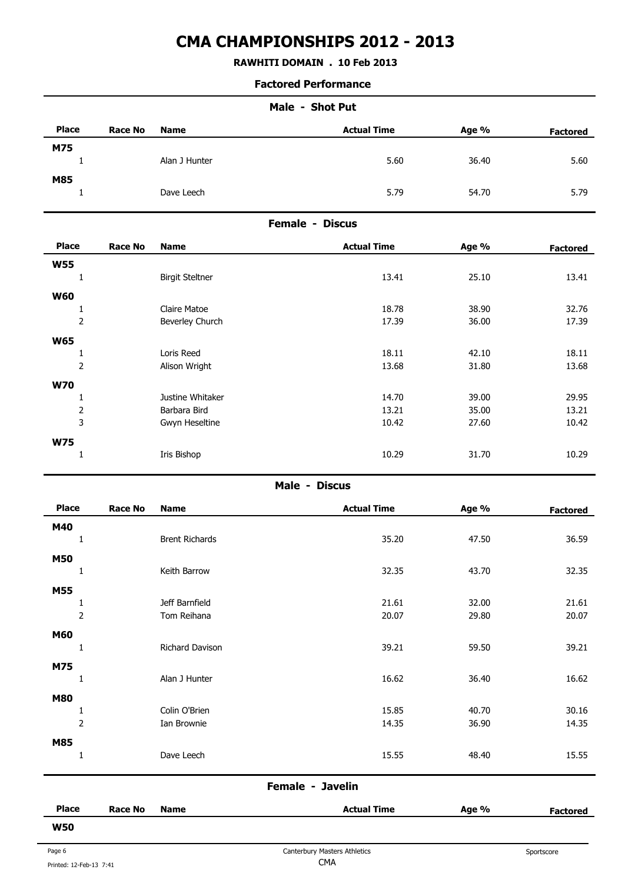# CMA CHAMPIONSHIPS 2012 - 2013

**RAWHITI DOMAIN . 10 Feb 2013**

**Factored Performance**

## Male - Shot Put

| Place | Race No | Name | Actual Time | Age % | Factored |
|---|---|---|---|---|---|
| **M75** | | | | | |
| 1 | | Alan J Hunter | 5.60 | 36.40 | 5.60 |
| **M85** | | | | | |
| 1 | | Dave Leech | 5.79 | 54.70 | 5.79 |

## Female - Discus

| Place | Race No | Name | Actual Time | Age % | Factored |
|---|---|---|---|---|---|
| **W55** | | | | | |
| 1 | | Birgit Steltner | 13.41 | 25.10 | 13.41 |
| **W60** | | | | | |
| 1 | | Claire Matoe | 18.78 | 38.90 | 32.76 |
| 2 | | Beverley Church | 17.39 | 36.00 | 17.39 |
| **W65** | | | | | |
| 1 | | Loris Reed | 18.11 | 42.10 | 18.11 |
| 2 | | Alison Wright | 13.68 | 31.80 | 13.68 |
| **W70** | | | | | |
| 1 | | Justine Whitaker | 14.70 | 39.00 | 29.95 |
| 2 | | Barbara Bird | 13.21 | 35.00 | 13.21 |
| 3 | | Gwyn Heseltine | 10.42 | 27.60 | 10.42 |
| **W75** | | | | | |
| 1 | | Iris Bishop | 10.29 | 31.70 | 10.29 |

## Male - Discus

| Place | Race No | Name | Actual Time | Age % | Factored |
|---|---|---|---|---|---|
| **M40** | | | | | |
| 1 | | Brent Richards | 35.20 | 47.50 | 36.59 |
| **M50** | | | | | |
| 1 | | Keith Barrow | 32.35 | 43.70 | 32.35 |
| **M55** | | | | | |
| 1 | | Jeff Barnfield | 21.61 | 32.00 | 21.61 |
| 2 | | Tom Reihana | 20.07 | 29.80 | 20.07 |
| **M60** | | | | | |
| 1 | | Richard Davison | 39.21 | 59.50 | 39.21 |
| **M75** | | | | | |
| 1 | | Alan J Hunter | 16.62 | 36.40 | 16.62 |
| **M80** | | | | | |
| 1 | | Colin O'Brien | 15.85 | 40.70 | 30.16 |
| 2 | | Ian Brownie | 14.35 | 36.90 | 14.35 |
| **M85** | | | | | |
| 1 | | Dave Leech | 15.55 | 48.40 | 15.55 |

## Female - Javelin

| Place | Race No | Name | Actual Time | Age % | Factored |
|---|---|---|---|---|---|
| **W50** | | | | | |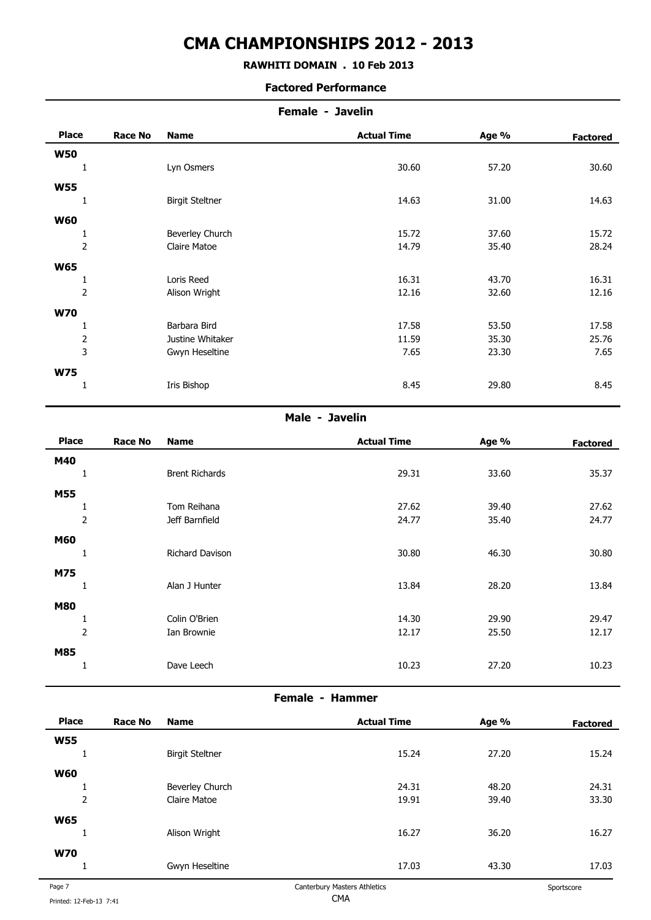# CMA CHAMPIONSHIPS 2012 - 2013

**RAWHITI DOMAIN . 10 Feb 2013**

**Factored Performance**

## Female - Javelin

| Place | Race No | Name | Actual Time | Age % | Factored |
|---|---|---|---|---|---|
| **W50** | | | | | |
| 1 | | Lyn Osmers | 30.60 | 57.20 | 30.60 |
| **W55** | | | | | |
| 1 | | Birgit Steltner | 14.63 | 31.00 | 14.63 |
| **W60** | | | | | |
| 1 | | Beverley Church | 15.72 | 37.60 | 15.72 |
| 2 | | Claire Matoe | 14.79 | 35.40 | 28.24 |
| **W65** | | | | | |
| 1 | | Loris Reed | 16.31 | 43.70 | 16.31 |
| 2 | | Alison Wright | 12.16 | 32.60 | 12.16 |
| **W70** | | | | | |
| 1 | | Barbara Bird | 17.58 | 53.50 | 17.58 |
| 2 | | Justine Whitaker | 11.59 | 35.30 | 25.76 |
| 3 | | Gwyn Heseltine | 7.65 | 23.30 | 7.65 |
| **W75** | | | | | |
| 1 | | Iris Bishop | 8.45 | 29.80 | 8.45 |

## Male - Javelin

| Place | Race No | Name | Actual Time | Age % | Factored |
|---|---|---|---|---|---|
| **M40** | | | | | |
| 1 | | Brent Richards | 29.31 | 33.60 | 35.37 |
| **M55** | | | | | |
| 1 | | Tom Reihana | 27.62 | 39.40 | 27.62 |
| 2 | | Jeff Barnfield | 24.77 | 35.40 | 24.77 |
| **M60** | | | | | |
| 1 | | Richard Davison | 30.80 | 46.30 | 30.80 |
| **M75** | | | | | |
| 1 | | Alan J Hunter | 13.84 | 28.20 | 13.84 |
| **M80** | | | | | |
| 1 | | Colin O'Brien | 14.30 | 29.90 | 29.47 |
| 2 | | Ian Brownie | 12.17 | 25.50 | 12.17 |
| **M85** | | | | | |
| 1 | | Dave Leech | 10.23 | 27.20 | 10.23 |

## Female - Hammer

| Place | Race No | Name | Actual Time | Age % | Factored |
|---|---|---|---|---|---|
| **W55** | | | | | |
| 1 | | Birgit Steltner | 15.24 | 27.20 | 15.24 |
| **W60** | | | | | |
| 1 | | Beverley Church | 24.31 | 48.20 | 24.31 |
| 2 | | Claire Matoe | 19.91 | 39.40 | 33.30 |
| **W65** | | | | | |
| 1 | | Alison Wright | 16.27 | 36.20 | 16.27 |
| **W70** | | | | | |
| 1 | | Gwyn Heseltine | 17.03 | 43.30 | 17.03 |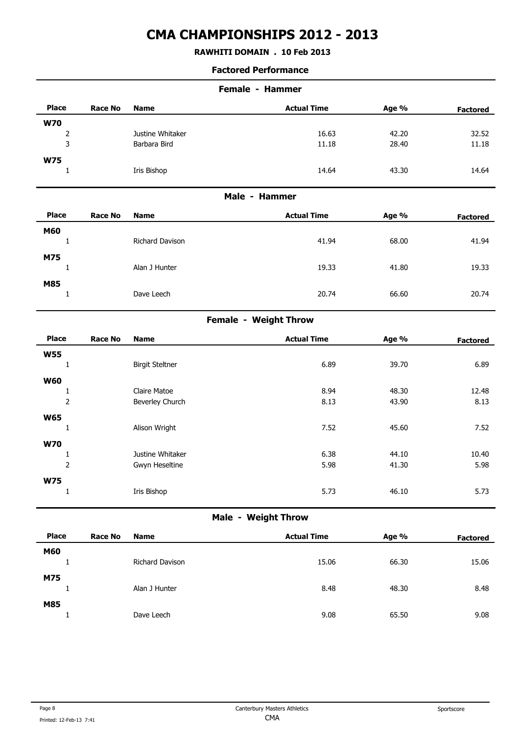# CMA CHAMPIONSHIPS 2012 - 2013

**RAWHITI DOMAIN . 10 Feb 2013**

**Factored Performance**

## Female - Hammer

| Place | Race No | Name | Actual Time | Age % | Factored |
|---|---|---|---|---|---|
| **W70** | | | | | |
| 2 | | Justine Whitaker | 16.63 | 42.20 | 32.52 |
| 3 | | Barbara Bird | 11.18 | 28.40 | 11.18 |
| **W75** | | | | | |
| 1 | | Iris Bishop | 14.64 | 43.30 | 14.64 |

## Male - Hammer

| Place | Race No | Name | Actual Time | Age % | Factored |
|---|---|---|---|---|---|
| **M60** | | | | | |
| 1 | | Richard Davison | 41.94 | 68.00 | 41.94 |
| **M75** | | | | | |
| 1 | | Alan J Hunter | 19.33 | 41.80 | 19.33 |
| **M85** | | | | | |
| 1 | | Dave Leech | 20.74 | 66.60 | 20.74 |

## Female - Weight Throw

| Place | Race No | Name | Actual Time | Age % | Factored |
|---|---|---|---|---|---|
| **W55** | | | | | |
| 1 | | Birgit Steltner | 6.89 | 39.70 | 6.89 |
| **W60** | | | | | |
| 1 | | Claire Matoe | 8.94 | 48.30 | 12.48 |
| 2 | | Beverley Church | 8.13 | 43.90 | 8.13 |
| **W65** | | | | | |
| 1 | | Alison Wright | 7.52 | 45.60 | 7.52 |
| **W70** | | | | | |
| 1 | | Justine Whitaker | 6.38 | 44.10 | 10.40 |
| 2 | | Gwyn Heseltine | 5.98 | 41.30 | 5.98 |
| **W75** | | | | | |
| 1 | | Iris Bishop | 5.73 | 46.10 | 5.73 |

## Male - Weight Throw

| Place | Race No | Name | Actual Time | Age % | Factored |
|---|---|---|---|---|---|
| **M60** | | | | | |
| 1 | | Richard Davison | 15.06 | 66.30 | 15.06 |
| **M75** | | | | | |
| 1 | | Alan J Hunter | 8.48 | 48.30 | 8.48 |
| **M85** | | | | | |
| 1 | | Dave Leech | 9.08 | 65.50 | 9.08 |